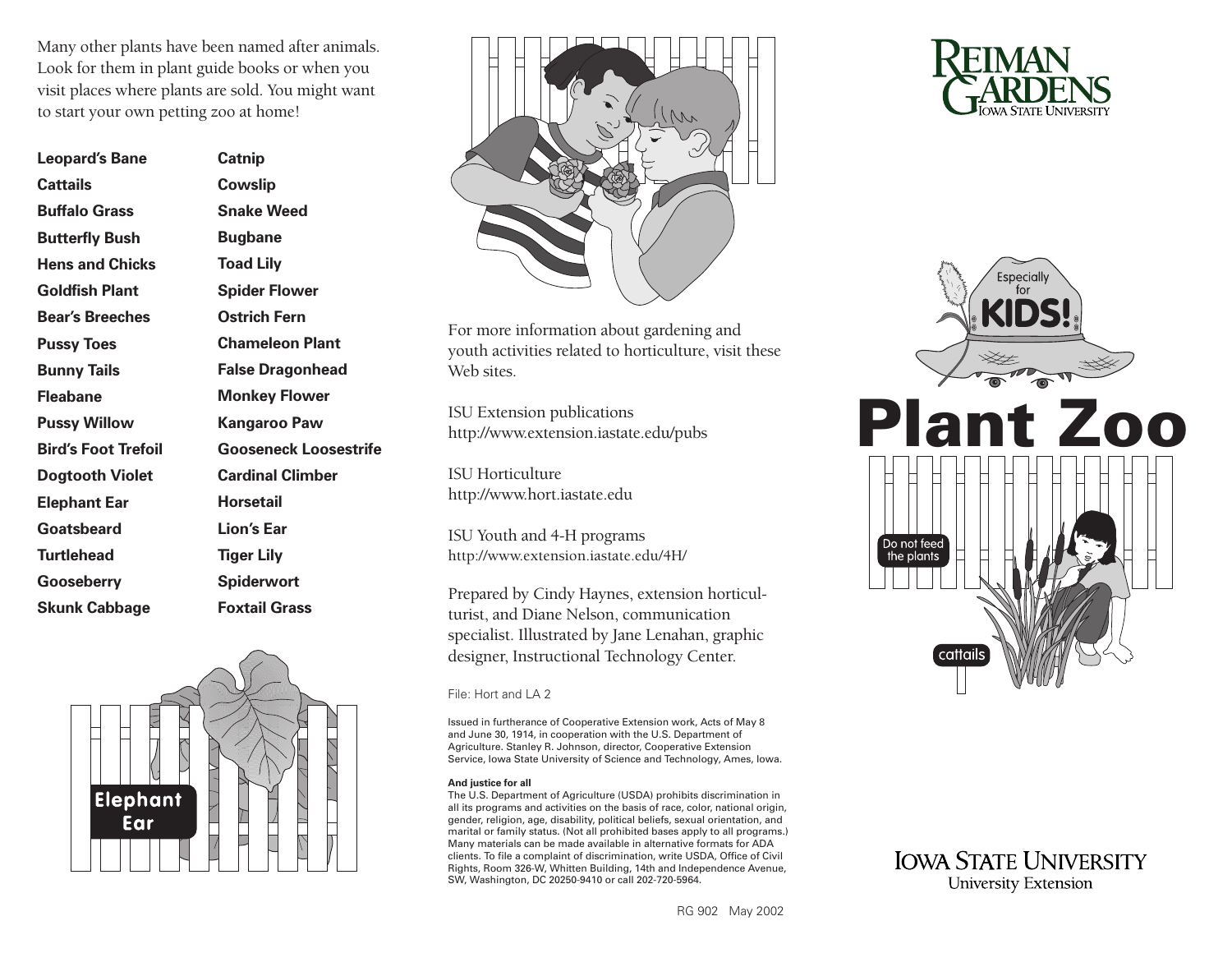Many other plants have been named after animals. Look for them in plant guide books or when you visit places where plants are sold. You might want to start your own petting zoo at home!

**Leopard's Bane**
**Cattails**
**Buffalo Grass**
**Butterfly Bush**
**Hens and Chicks**
**Goldfish Plant**
**Bear's Breeches**
**Pussy Toes**
**Bunny Tails**
**Fleabane**
**Pussy Willow**
**Bird's Foot Trefoil**
**Dogtooth Violet**
**Elephant Ear**
**Goatsbeard**
**Turtlehead**
**Gooseberry**
**Skunk Cabbage**
**Catnip**
**Cowslip**
**Snake Weed**
**Bugbane**
**Toad Lily**
**Spider Flower**
**Ostrich Fern**
**Chameleon Plant**
**False Dragonhead**
**Monkey Flower**
**Kangaroo Paw**
**Gooseneck Loosestrife**
**Cardinal Climber**
**Horsetail**
**Lion's Ear**
**Tiger Lily**
**Spiderwort**
**Foxtail Grass**

Elephant Ear

For more information about gardening and youth activities related to horticulture, visit these Web sites.

ISU Extension publications
http://www.extension.iastate.edu/pubs

ISU Horticulture
http://www.hort.iastate.edu

ISU Youth and 4-H programs
http://www.extension.iastate.edu/4H/

Prepared by Cindy Haynes, extension horticulturist, and Diane Nelson, communication specialist. Illustrated by Jane Lenahan, graphic designer, Instructional Technology Center.

File: Hort and LA 2

Issued in furtherance of Cooperative Extension work, Acts of May 8 and June 30, 1914, in cooperation with the U.S. Department of Agriculture. Stanley R. Johnson, director, Cooperative Extension Service, Iowa State University of Science and Technology, Ames, Iowa.

**And justice for all**
The U.S. Department of Agriculture (USDA) prohibits discrimination in all its programs and activities on the basis of race, color, national origin, gender, religion, age, disability, political beliefs, sexual orientation, and marital or family status. (Not all prohibited bases apply to all programs.) Many materials can be made available in alternative formats for ADA clients. To file a complaint of discrimination, write USDA, Office of Civil Rights, Room 326-W, Whitten Building, 14th and Independence Avenue, SW, Washington, DC 20250-9410 or call 202-720-5964.

RG 902 May 2002

Reiman Gardens
Iowa State University

Especially for KIDS!

# Plant Zoo

Do not feed the plants

cattails

Iowa State University
University Extension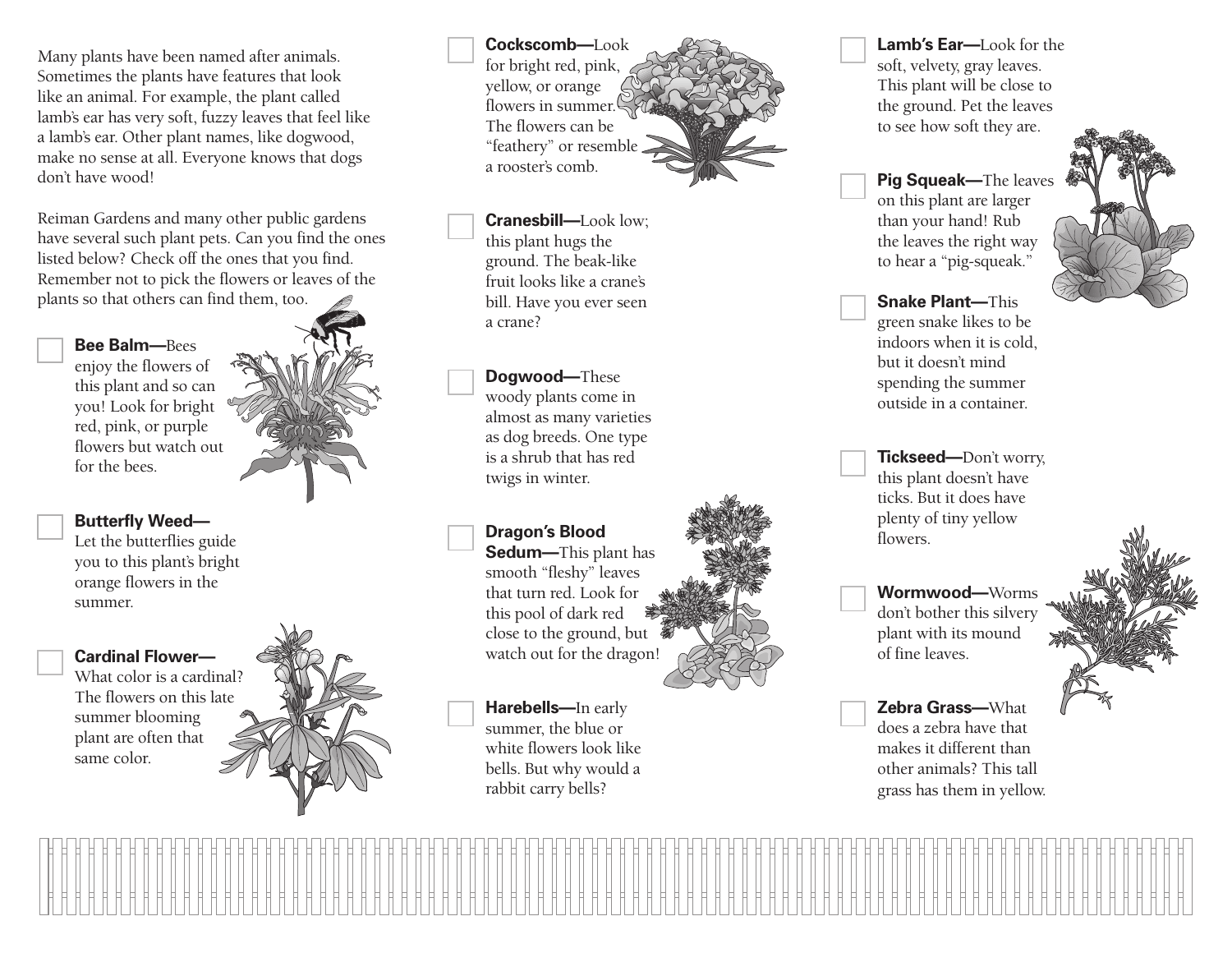Many plants have been named after animals. Sometimes the plants have features that look like an animal. For example, the plant called lamb's ear has very soft, fuzzy leaves that feel like a lamb's ear. Other plant names, like dogwood, make no sense at all. Everyone knows that dogs don't have wood!

Reiman Gardens and many other public gardens have several such plant pets. Can you find the ones listed below? Check off the ones that you find. Remember not to pick the flowers or leaves of the plants so that others can find them, too.

- [ ] **Bee Balm—**Bees enjoy the flowers of this plant and so can you! Look for bright red, pink, or purple flowers but watch out for the bees.

- [ ] **Butterfly Weed—**Let the butterflies guide you to this plant's bright orange flowers in the summer.

- [ ] **Cardinal Flower—**What color is a cardinal? The flowers on this late summer blooming plant are often that same color.

- [ ] **Cockscomb—**Look for bright red, pink, yellow, or orange flowers in summer. The flowers can be "feathery" or resemble a rooster's comb.

- [ ] **Cranesbill—**Look low; this plant hugs the ground. The beak-like fruit looks like a crane's bill. Have you ever seen a crane?

- [ ] **Dogwood—**These woody plants come in almost as many varieties as dog breeds. One type is a shrub that has red twigs in winter.

- [ ] **Dragon's Blood Sedum—**This plant has smooth "fleshy" leaves that turn red. Look for this pool of dark red close to the ground, but watch out for the dragon!

- [ ] **Harebells—**In early summer, the blue or white flowers look like bells. But why would a rabbit carry bells?

- [ ] **Lamb's Ear—**Look for the soft, velvety, gray leaves. This plant will be close to the ground. Pet the leaves to see how soft they are.

- [ ] **Pig Squeak—**The leaves on this plant are larger than your hand! Rub the leaves the right way to hear a "pig-squeak."

- [ ] **Snake Plant—**This green snake likes to be indoors when it is cold, but it doesn't mind spending the summer outside in a container.

- [ ] **Tickseed—**Don't worry, this plant doesn't have ticks. But it does have plenty of tiny yellow flowers.

- [ ] **Wormwood—**Worms don't bother this silvery plant with its mound of fine leaves.

- [ ] **Zebra Grass—**What does a zebra have that makes it different than other animals? This tall grass has them in yellow.